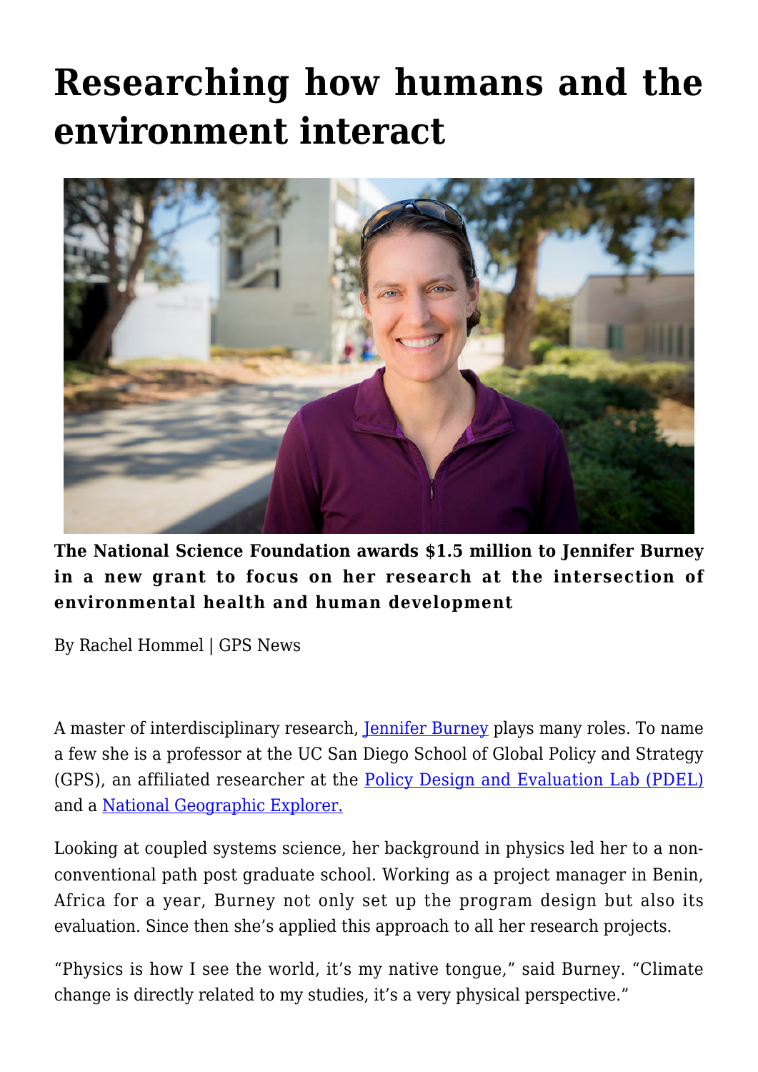# Researching how humans and the environment interact

**The National Science Foundation awards $1.5 million to Jennifer Burney in a new grant to focus on her research at the intersection of environmental health and human development**

By Rachel Hommel | GPS News

A master of interdisciplinary research, Jennifer Burney plays many roles. To name a few she is a professor at the UC San Diego School of Global Policy and Strategy (GPS), an affiliated researcher at the Policy Design and Evaluation Lab (PDEL) and a National Geographic Explorer.

Looking at coupled systems science, her background in physics led her to a non-conventional path post graduate school. Working as a project manager in Benin, Africa for a year, Burney not only set up the program design but also its evaluation. Since then she's applied this approach to all her research projects.

"Physics is how I see the world, it's my native tongue," said Burney. "Climate change is directly related to my studies, it's a very physical perspective."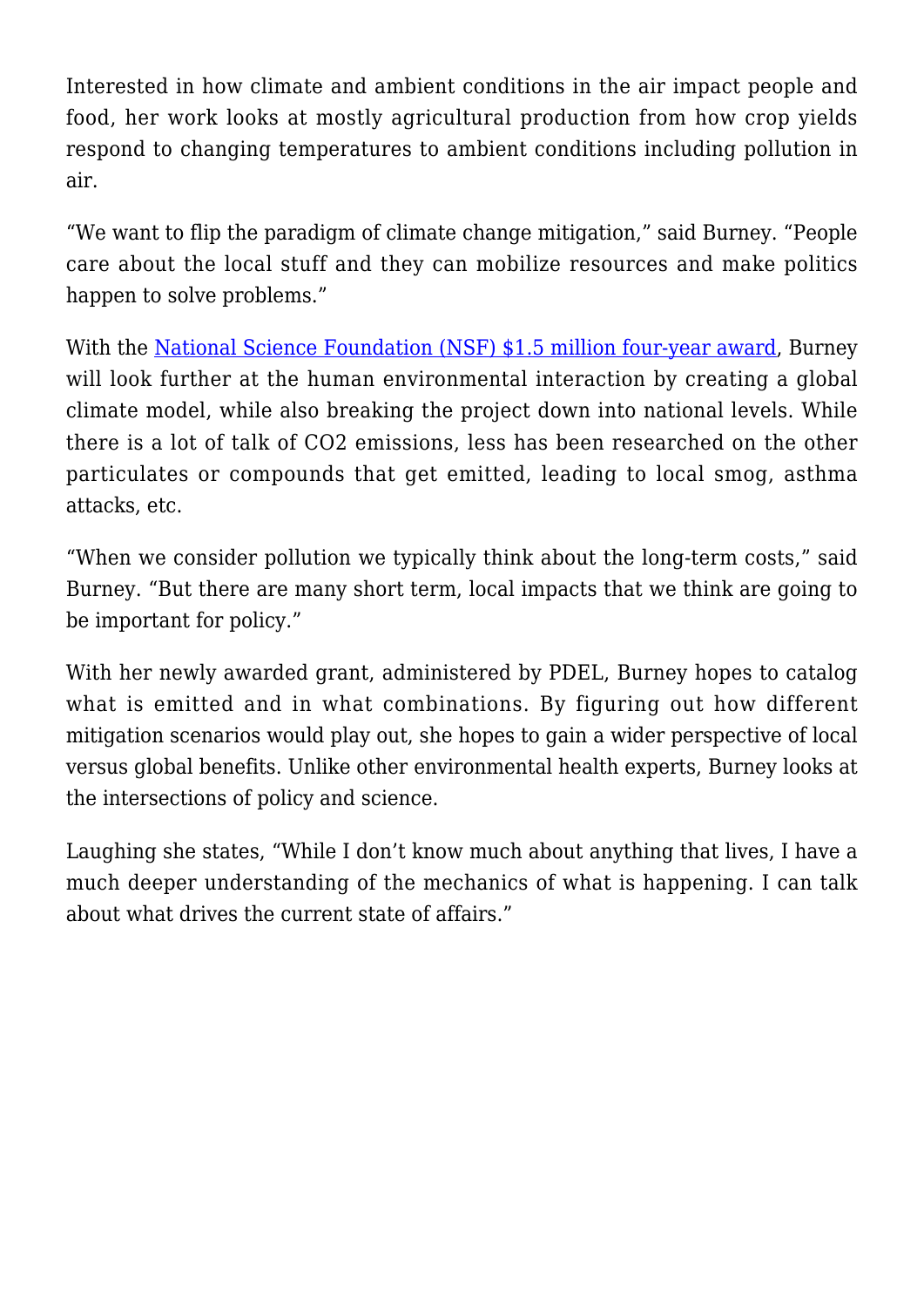Interested in how climate and ambient conditions in the air impact people and food, her work looks at mostly agricultural production from how crop yields respond to changing temperatures to ambient conditions including pollution in air.

"We want to flip the paradigm of climate change mitigation," said Burney. "People care about the local stuff and they can mobilize resources and make politics happen to solve problems."

With the [National Science Foundation (NSF) $1.5 million four-year award](), Burney will look further at the human environmental interaction by creating a global climate model, while also breaking the project down into national levels. While there is a lot of talk of $CO_2$ emissions, less has been researched on the other particulates or compounds that get emitted, leading to local smog, asthma attacks, etc.

"When we consider pollution we typically think about the long-term costs," said Burney. "But there are many short term, local impacts that we think are going to be important for policy."

With her newly awarded grant, administered by PDEL, Burney hopes to catalog what is emitted and in what combinations. By figuring out how different mitigation scenarios would play out, she hopes to gain a wider perspective of local versus global benefits. Unlike other environmental health experts, Burney looks at the intersections of policy and science.

Laughing she states, "While I don't know much about anything that lives, I have a much deeper understanding of the mechanics of what is happening. I can talk about what drives the current state of affairs."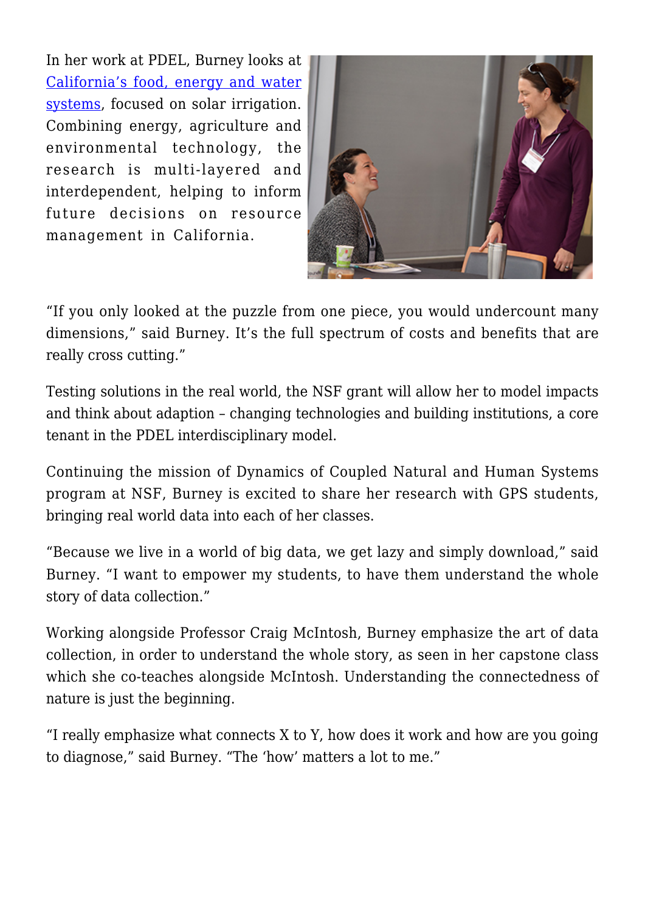In her work at PDEL, Burney looks at [California's food, energy and water systems](), focused on solar irrigation. Combining energy, agriculture and environmental technology, the research is multi-layered and interdependent, helping to inform future decisions on resource management in California.

"If you only looked at the puzzle from one piece, you would undercount many dimensions," said Burney. It's the full spectrum of costs and benefits that are really cross cutting."

Testing solutions in the real world, the NSF grant will allow her to model impacts and think about adaption – changing technologies and building institutions, a core tenant in the PDEL interdisciplinary model.

Continuing the mission of Dynamics of Coupled Natural and Human Systems program at NSF, Burney is excited to share her research with GPS students, bringing real world data into each of her classes.

"Because we live in a world of big data, we get lazy and simply download," said Burney. "I want to empower my students, to have them understand the whole story of data collection."

Working alongside Professor Craig McIntosh, Burney emphasize the art of data collection, in order to understand the whole story, as seen in her capstone class which she co-teaches alongside McIntosh. Understanding the connectedness of nature is just the beginning.

"I really emphasize what connects X to Y, how does it work and how are you going to diagnose," said Burney. "The 'how' matters a lot to me."